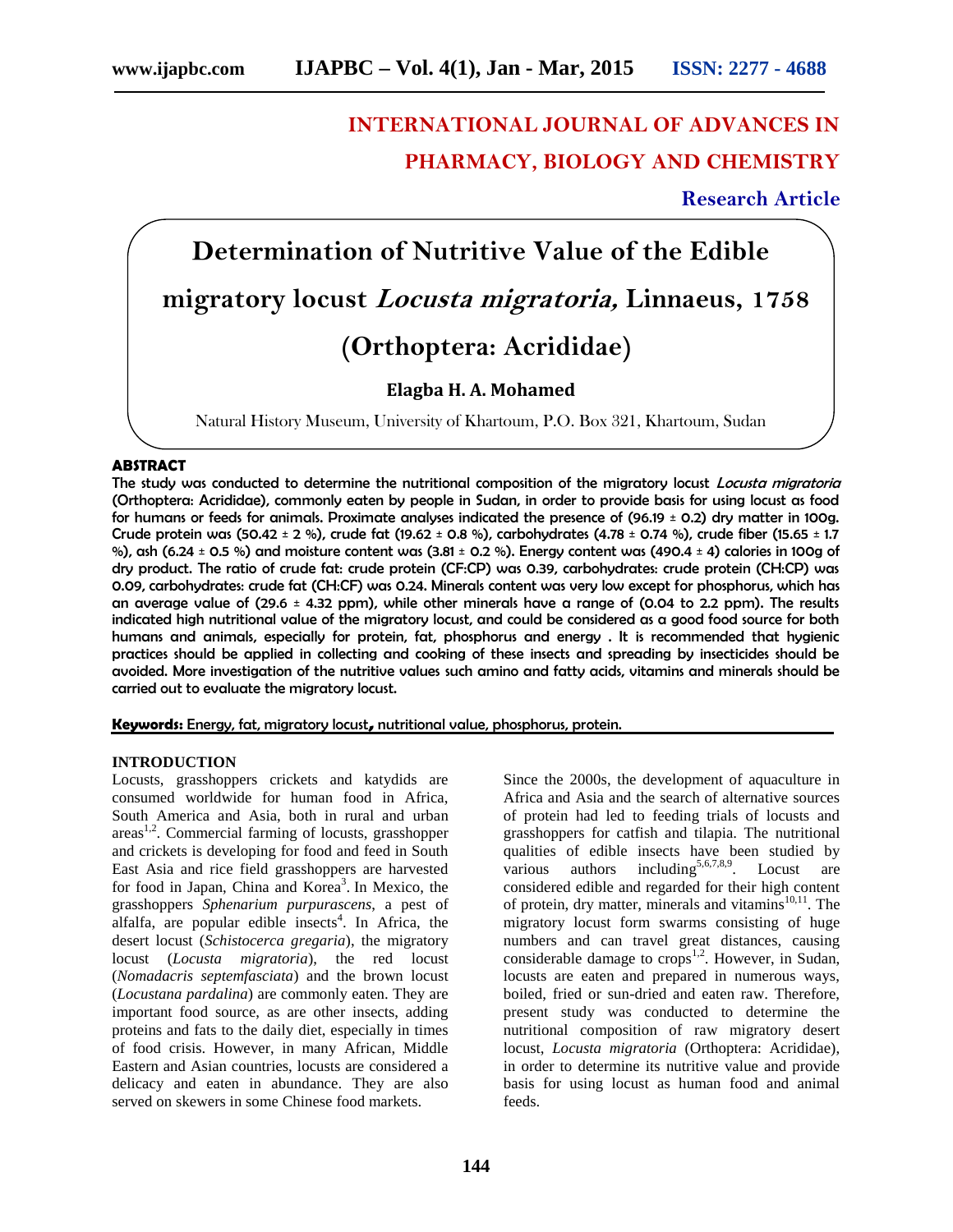INTERNATIONAL JOURNAL OF ADVANCES IN PHARMACY, BIOLOGY AND CHEMISTRY

**Research Article**

# Determination of Nutritive Value of the Edible migratory locust *Locusta migratoria,* Linnaeus, 1758 (Orthoptera: Acrididae)

**Elagba H. A. Mohamed**

Natural History Museum, University of Khartoum, P.O. Box 321, Khartoum, Sudan

## ABSTRACT

**The study was conducted to determine the nutritional composition of the migratory locust *Locusta migratoria* (Orthoptera: Acrididae), commonly eaten by people in Sudan, in order to provide basis for using locust as food for humans or feeds for animals. Proximate analyses indicated the presence of (96.19 ± 0.2) dry matter in 100g. Crude protein was (50.42 ± 2 %), crude fat (19.62 ± 0.8 %), carbohydrates (4.78 ± 0.74 %), crude fiber (15.65 ± 1.7 %), ash (6.24 ± 0.5 %) and moisture content was (3.81 ± 0.2 %). Energy content was (490.4 ± 4) calories in 100g of dry product. The ratio of crude fat: crude protein (CF:CP) was 0.39, carbohydrates: crude protein (CH:CP) was 0.09, carbohydrates: crude fat (CH:CF) was 0.24. Minerals content was very low except for phosphorus, which has an average value of (29.6 ± 4.32 ppm), while other minerals have a range of (0.04 to 2.2 ppm). The results indicated high nutritional value of the migratory locust, and could be considered as a good food source for both humans and animals, especially for protein, fat, phosphorus and energy . It is recommended that hygienic practices should be applied in collecting and cooking of these insects and spreading by insecticides should be avoided. More investigation of the nutritive values such amino and fatty acids, vitamins and minerals should be carried out to evaluate the migratory locust.**

**Keywords:** Energy, fat, migratory locust**,** nutritional value, phosphorus, protein.

## INTRODUCTION

Locusts, grasshoppers crickets and katydids are consumed worldwide for human food in Africa, South America and Asia, both in rural and urban areas[1,2]. Commercial farming of locusts, grasshopper and crickets is developing for food and feed in South East Asia and rice field grasshoppers are harvested for food in Japan, China and Korea[3]. In Mexico, the grasshoppers *Sphenarium purpurascens*, a pest of alfalfa, are popular edible insects[4]. In Africa, the desert locust (*Schistocerca gregaria*), the migratory locust (*Locusta migratoria*), the red locust (*Nomadacris septemfasciata*) and the brown locust (*Locustana pardalina*) are commonly eaten. They are important food source, as are other insects, adding proteins and fats to the daily diet, especially in times of food crisis. However, in many African, Middle Eastern and Asian countries, locusts are considered a delicacy and eaten in abundance. They are also served on skewers in some Chinese food markets.

Since the 2000s, the development of aquaculture in Africa and Asia and the search of alternative sources of protein had led to feeding trials of locusts and grasshoppers for catfish and tilapia. The nutritional qualities of edible insects have been studied by various authors including[5,6,7,8,9]. Locust are considered edible and regarded for their high content of protein, dry matter, minerals and vitamins[10,11]. The migratory locust form swarms consisting of huge numbers and can travel great distances, causing considerable damage to crops[1,2]. However, in Sudan, locusts are eaten and prepared in numerous ways, boiled, fried or sun-dried and eaten raw. Therefore, present study was conducted to determine the nutritional composition of raw migratory desert locust, *Locusta migratoria* (Orthoptera: Acrididae), in order to determine its nutritive value and provide basis for using locust as human food and animal feeds.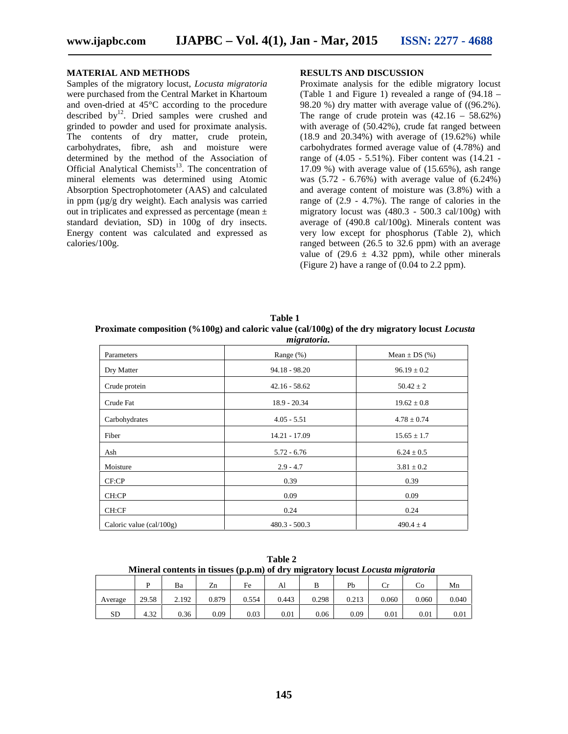## MATERIAL AND METHODS

Samples of the migratory locust, *Locusta migratoria* were purchased from the Central Market in Khartoum and oven-dried at 45°C according to the procedure described by[12]. Dried samples were crushed and grinded to powder and used for proximate analysis. The contents of dry matter, crude protein, carbohydrates, fibre, ash and moisture were determined by the method of the Association of Official Analytical Chemists[13]. The concentration of mineral elements was determined using Atomic Absorption Spectrophotometer (AAS) and calculated in ppm (µg/g dry weight). Each analysis was carried out in triplicates and expressed as percentage (mean ± standard deviation, SD) in 100g of dry insects. Energy content was calculated and expressed as calories/100g.

## RESULTS AND DISCUSSION

Proximate analysis for the edible migratory locust (Table 1 and Figure 1) revealed a range of (94.18 – 98.20 %) dry matter with average value of ((96.2%). The range of crude protein was (42.16 – 58.62%) with average of (50.42%), crude fat ranged between (18.9 and 20.34%) with average of (19.62%) while carbohydrates formed average value of (4.78%) and range of (4.05 - 5.51%). Fiber content was (14.21 - 17.09 %) with average value of (15.65%), ash range was (5.72 - 6.76%) with average value of (6.24%) and average content of moisture was (3.8%) with a range of (2.9 - 4.7%). The range of calories in the migratory locust was (480.3 - 500.3 cal/100g) with average of (490.8 cal/100g). Minerals content was very low except for phosphorus (Table 2), which ranged between (26.5 to 32.6 ppm) with an average value of (29.6 ± 4.32 ppm), while other minerals (Figure 2) have a range of (0.04 to 2.2 ppm).

**Table 1**
**Proximate composition (%100g) and caloric value (cal/100g) of the dry migratory locust *Locusta migratoria*.**

| Parameters | Range (%) | Mean ± DS (%) |
|---|---|---|
| Dry Matter | 94.18 - 98.20 | 96.19 ± 0.2 |
| Crude protein | 42.16 - 58.62 | 50.42 ± 2 |
| Crude Fat | 18.9 - 20.34 | 19.62 ± 0.8 |
| Carbohydrates | 4.05 - 5.51 | 4.78 ± 0.74 |
| Fiber | 14.21 - 17.09 | 15.65 ± 1.7 |
| Ash | 5.72 - 6.76 | 6.24 ± 0.5 |
| Moisture | 2.9 - 4.7 | 3.81 ± 0.2 |
| CF:CP | 0.39 | 0.39 |
| CH:CP | 0.09 | 0.09 |
| CH:CF | 0.24 | 0.24 |
| Caloric value (cal/100g) | 480.3 - 500.3 | 490.4 ± 4 |

**Table 2**
**Mineral contents in tissues (p.p.m) of dry migratory locust *Locusta migratoria***

| | P | Ba | Zn | Fe | Al | B | Pb | Cr | Co | Mn |
|---|---|---|---|---|---|---|---|---|---|---|
| Average | 29.58 | 2.192 | 0.879 | 0.554 | 0.443 | 0.298 | 0.213 | 0.060 | 0.060 | 0.040 |
| SD | 4.32 | 0.36 | 0.09 | 0.03 | 0.01 | 0.06 | 0.09 | 0.01 | 0.01 | 0.01 |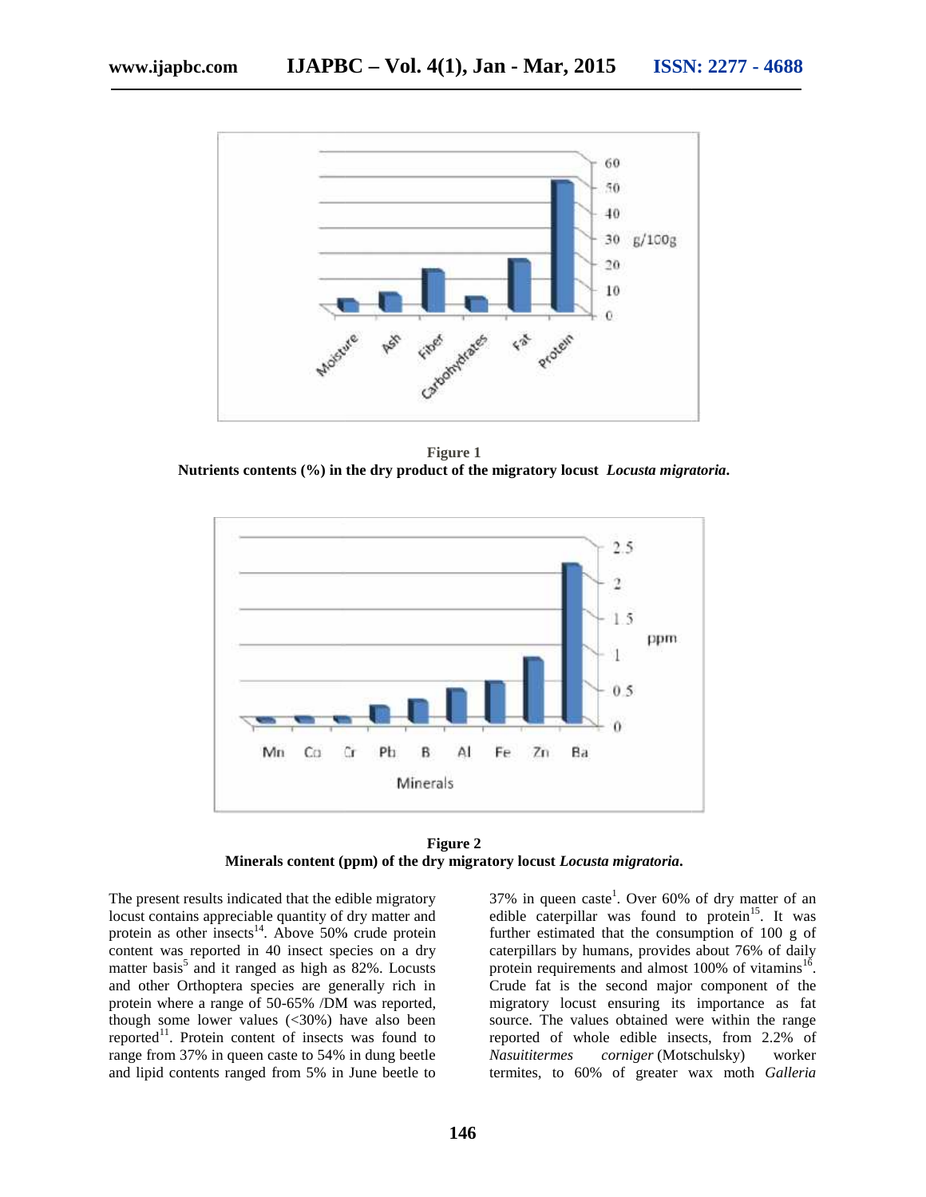60
50
40
30 g/100g
20
10
0

Moisture
Ash
Fiber
Carbohydrates
Fat
Protein

**Figure 1**
**Nutrients contents (%) in the dry product of the migratory locust *Locusta migratoria*.**

2.5
2
1.5 ppm
1
0.5
0

Mn Co Cr Pb B Al Fe Zn Ba

Minerals

**Figure 2**
**Minerals content (ppm) of the dry migratory locust *Locusta migratoria*.**

The present results indicated that the edible migratory locust contains appreciable quantity of dry matter and protein as other insects[14]. Above 50% crude protein content was reported in 40 insect species on a dry matter basis[5] and it ranged as high as 82%. Locusts and other Orthoptera species are generally rich in protein where a range of 50-65% /DM was reported, though some lower values (<30%) have also been reported[11]. Protein content of insects was found to range from 37% in queen caste to 54% in dung beetle and lipid contents ranged from 5% in June beetle to 37% in queen caste[1]. Over 60% of dry matter of an edible caterpillar was found to protein[15]. It was further estimated that the consumption of 100 g of caterpillars by humans, provides about 76% of daily protein requirements and almost 100% of vitamins[16]. Crude fat is the second major component of the migratory locust ensuring its importance as fat source. The values obtained were within the range reported of whole edible insects, from 2.2% of *Nasuitermes corniger* (Motschulsky) worker termites, to 60% of greater wax moth *Galleria*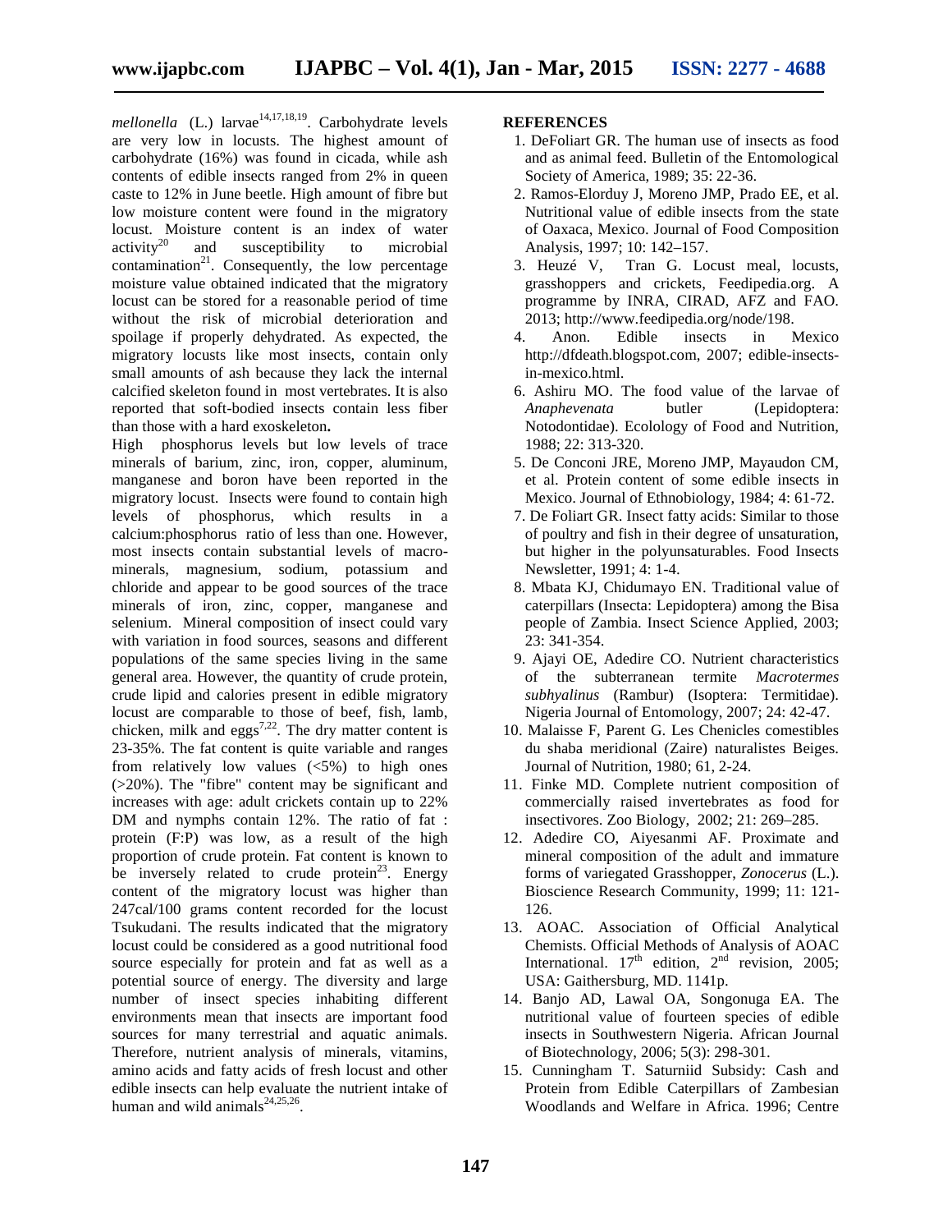*mellonella* (L.) larvae[14,17,18,19]. Carbohydrate levels are very low in locusts. The highest amount of carbohydrate (16%) was found in cicada, while ash contents of edible insects ranged from 2% in queen caste to 12% in June beetle. High amount of fibre but low moisture content were found in the migratory locust. Moisture content is an index of water activity[20] and susceptibility to microbial contamination[21]. Consequently, the low percentage moisture value obtained indicated that the migratory locust can be stored for a reasonable period of time without the risk of microbial deterioration and spoilage if properly dehydrated. As expected, the migratory locusts like most insects, contain only small amounts of ash because they lack the internal calcified skeleton found in most vertebrates. It is also reported that soft-bodied insects contain less fiber than those with a hard exoskeleton**.**

High phosphorus levels but low levels of trace minerals of barium, zinc, iron, copper, aluminum, manganese and boron have been reported in the migratory locust. Insects were found to contain high levels of phosphorus, which results in a calcium:phosphorus ratio of less than one. However, most insects contain substantial levels of macro-minerals, magnesium, sodium, potassium and chloride and appear to be good sources of the trace minerals of iron, zinc, copper, manganese and selenium. Mineral composition of insect could vary with variation in food sources, seasons and different populations of the same species living in the same general area. However, the quantity of crude protein, crude lipid and calories present in edible migratory locust are comparable to those of beef, fish, lamb, chicken, milk and eggs[7,22]. The dry matter content is 23-35%. The fat content is quite variable and ranges from relatively low values (<5%) to high ones (>20%). The "fibre" content may be significant and increases with age: adult crickets contain up to 22% DM and nymphs contain 12%. The ratio of fat : protein (F:P) was low, as a result of the high proportion of crude protein. Fat content is known to be inversely related to crude protein[23]. Energy content of the migratory locust was higher than 247cal/100 grams content recorded for the locust Tsukudani. The results indicated that the migratory locust could be considered as a good nutritional food source especially for protein and fat as well as a potential source of energy. The diversity and large number of insect species inhabiting different environments mean that insects are important food sources for many terrestrial and aquatic animals. Therefore, nutrient analysis of minerals, vitamins, amino acids and fatty acids of fresh locust and other edible insects can help evaluate the nutrient intake of human and wild animals[24,25,26].

**REFERENCES**

1. DeFoliart GR. The human use of insects as food and as animal feed. Bulletin of the Entomological Society of America, 1989; 35: 22-36.
2. Ramos-Elorduy J, Moreno JMP, Prado EE, et al. Nutritional value of edible insects from the state of Oaxaca, Mexico. Journal of Food Composition Analysis, 1997; 10: 142–157.
3. Heuzé V, Tran G. Locust meal, locusts, grasshoppers and crickets, Feedipedia.org. A programme by INRA, CIRAD, AFZ and FAO. 2013; http://www.feedipedia.org/node/198.
4. Anon. Edible insects in Mexico http://dfdeath.blogspot.com, 2007; edible-insects-in-mexico.html.
6. Ashiru MO. The food value of the larvae of *Anaphevenata* butler (Lepidoptera: Notodontidae). Ecolology of Food and Nutrition, 1988; 22: 313-320.
5. De Conconi JRE, Moreno JMP, Mayaudon CM, et al. Protein content of some edible insects in Mexico. Journal of Ethnobiology, 1984; 4: 61-72.
7. De Foliart GR. Insect fatty acids: Similar to those of poultry and fish in their degree of unsaturation, but higher in the polyunsaturables. Food Insects Newsletter, 1991; 4: 1-4.
8. Mbata KJ, Chidumayo EN. Traditional value of caterpillars (Insecta: Lepidoptera) among the Bisa people of Zambia. Insect Science Applied, 2003; 23: 341-354.
9. Ajayi OE, Adedire CO. Nutrient characteristics of the subterranean termite *Macrotermes subhyalinus* (Rambur) (Isoptera: Termitidae). Nigeria Journal of Entomology, 2007; 24: 42-47.
10. Malaisse F, Parent G. Les Chenicles comestibles du shaba meridional (Zaire) naturalistes Beiges. Journal of Nutrition, 1980; 61, 2-24.
11. Finke MD. Complete nutrient composition of commercially raised invertebrates as food for insectivores. Zoo Biology, 2002; 21: 269–285.
12. Adedire CO, Aiyesanmi AF. Proximate and mineral composition of the adult and immature forms of variegated Grasshopper, *Zonocerus* (L.). Bioscience Research Community, 1999; 11: 121-126.
13. AOAC. Association of Official Analytical Chemists. Official Methods of Analysis of AOAC International. 17th edition, 2nd revision, 2005; USA: Gaithersburg, MD. 1141p.
14. Banjo AD, Lawal OA, Songonuga EA. The nutritional value of fourteen species of edible insects in Southwestern Nigeria. African Journal of Biotechnology, 2006; 5(3): 298-301.
15. Cunningham T. Saturniid Subsidy: Cash and Protein from Edible Caterpillars of Zambesian Woodlands and Welfare in Africa. 1996; Centre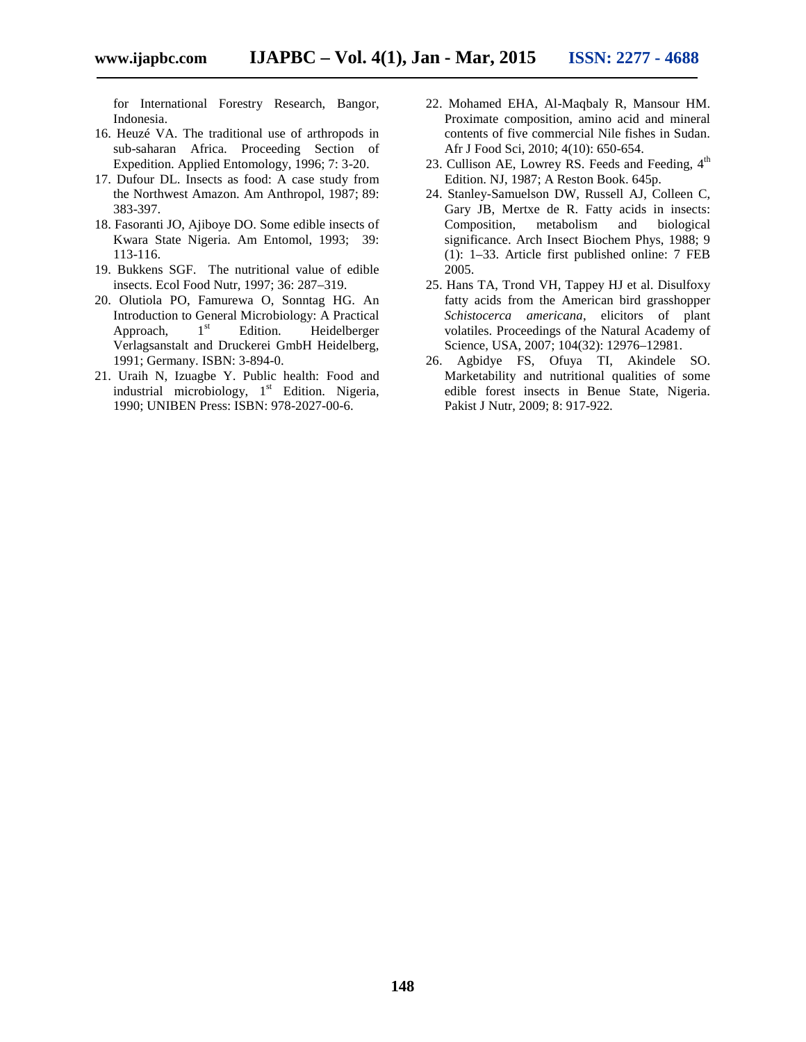for International Forestry Research, Bangor, Indonesia.

16. Heuzé VA. The traditional use of arthropods in sub-saharan Africa. Proceeding Section of Expedition. Applied Entomology, 1996; 7: 3-20.
17. Dufour DL. Insects as food: A case study from the Northwest Amazon. Am Anthropol, 1987; 89: 383-397.
18. Fasoranti JO, Ajiboye DO. Some edible insects of Kwara State Nigeria. Am Entomol, 1993; 39: 113-116.
19. Bukkens SGF. The nutritional value of edible insects. Ecol Food Nutr, 1997; 36: 287–319.
20. Olutiola PO, Famurewa O, Sonntag HG. An Introduction to General Microbiology: A Practical Approach, 1st Edition. Heidelberger Verlagsanstalt and Druckerei GmbH Heidelberg, 1991; Germany. ISBN: 3-894-0.
21. Uraih N, Izuagbe Y. Public health: Food and industrial microbiology, 1st Edition. Nigeria, 1990; UNIBEN Press: ISBN: 978-2027-00-6.
22. Mohamed EHA, Al-Maqbaly R, Mansour HM. Proximate composition, amino acid and mineral contents of five commercial Nile fishes in Sudan. Afr J Food Sci, 2010; 4(10): 650-654.
23. Cullison AE, Lowrey RS. Feeds and Feeding, 4th Edition. NJ, 1987; A Reston Book. 645p.
24. Stanley-Samuelson DW, Russell AJ, Colleen C, Gary JB, Mertxe de R. Fatty acids in insects: Composition, metabolism and biological significance. Arch Insect Biochem Phys, 1988; 9 (1): 1–33. Article first published online: 7 FEB 2005.
25. Hans TA, Trond VH, Tappey HJ et al. Disulfoxy fatty acids from the American bird grasshopper *Schistocerca americana*, elicitors of plant volatiles. Proceedings of the Natural Academy of Science, USA, 2007; 104(32): 12976–12981.
26. Agbidye FS, Ofuya TI, Akindele SO. Marketability and nutritional qualities of some edible forest insects in Benue State, Nigeria. Pakist J Nutr, 2009; 8: 917-922.